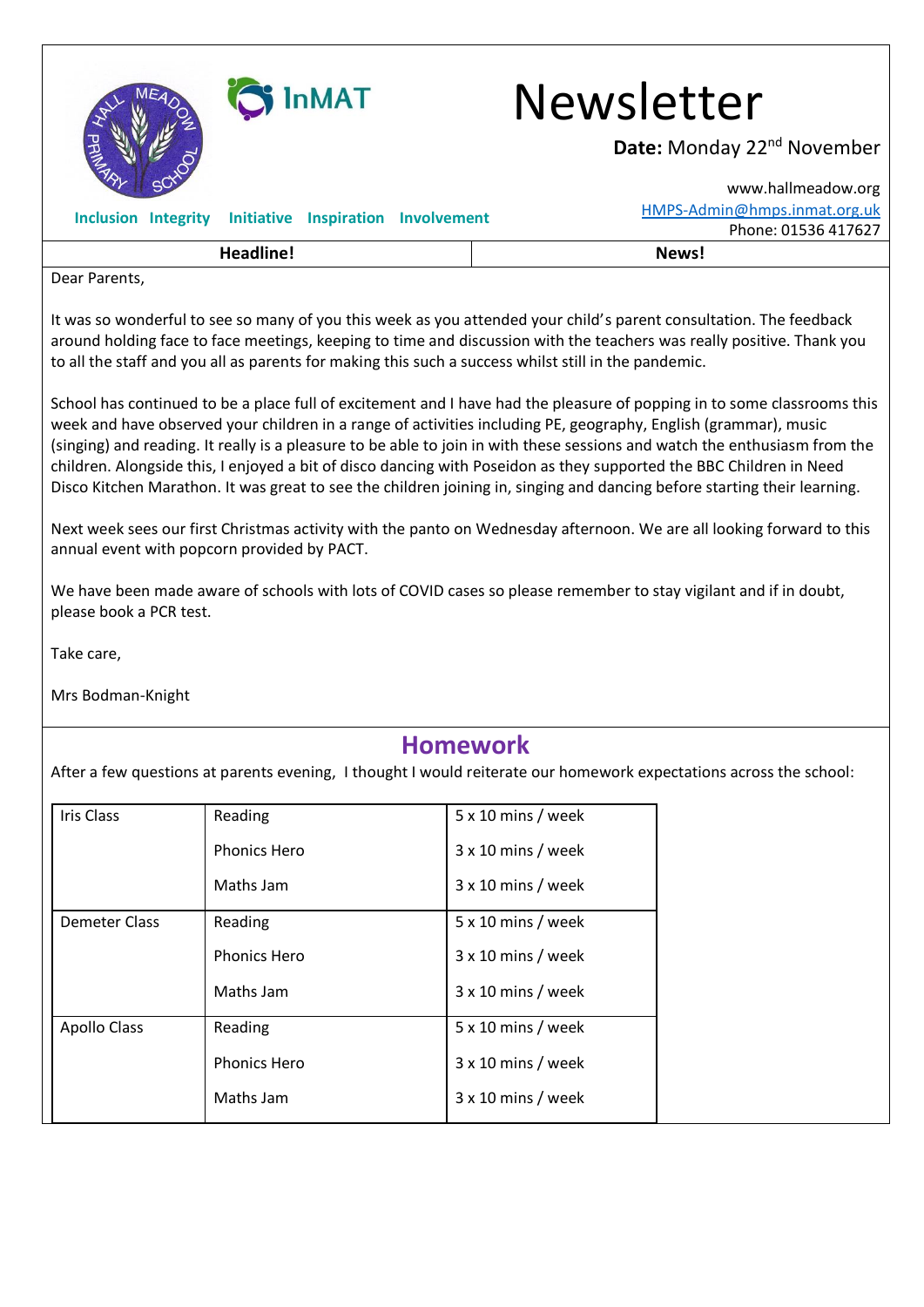# Newsletter

**Date:** Monday 22nd November

www.hallmeadow.org
HMPS-Admin@hmps.inmat.org.uk
Phone: 01536 417627

**Inclusion Integrity Initiative Inspiration Involvement**

| Headline! | News! |
|---|---|

Dear Parents,

It was so wonderful to see so many of you this week as you attended your child's parent consultation. The feedback around holding face to face meetings, keeping to time and discussion with the teachers was really positive. Thank you to all the staff and you all as parents for making this such a success whilst still in the pandemic.

School has continued to be a place full of excitement and I have had the pleasure of popping in to some classrooms this week and have observed your children in a range of activities including PE, geography, English (grammar), music (singing) and reading. It really is a pleasure to be able to join in with these sessions and watch the enthusiasm from the children. Alongside this, I enjoyed a bit of disco dancing with Poseidon as they supported the BBC Children in Need Disco Kitchen Marathon. It was great to see the children joining in, singing and dancing before starting their learning.

Next week sees our first Christmas activity with the panto on Wednesday afternoon. We are all looking forward to this annual event with popcorn provided by PACT.

We have been made aware of schools with lots of COVID cases so please remember to stay vigilant and if in doubt, please book a PCR test.

Take care,

Mrs Bodman-Knight

## Homework

After a few questions at parents evening, I thought I would reiterate our homework expectations across the school:

| Class | Activity | Time |
|---|---|---|
| Iris Class | Reading | 5 x 10 mins / week |
| | Phonics Hero | 3 x 10 mins / week |
| | Maths Jam | 3 x 10 mins / week |
| Demeter Class | Reading | 5 x 10 mins / week |
| | Phonics Hero | 3 x 10 mins / week |
| | Maths Jam | 3 x 10 mins / week |
| Apollo Class | Reading | 5 x 10 mins / week |
| | Phonics Hero | 3 x 10 mins / week |
| | Maths Jam | 3 x 10 mins / week |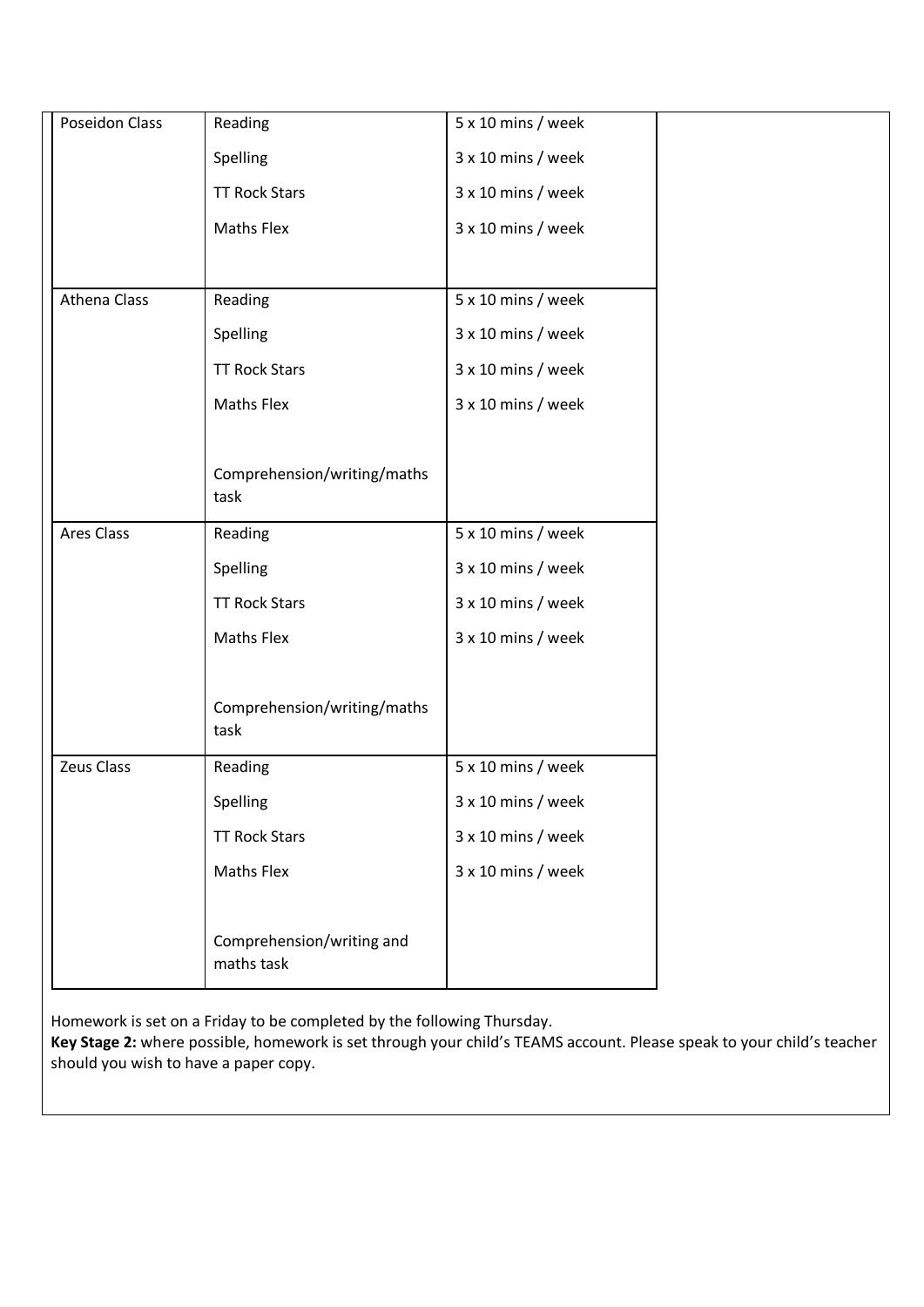| | | |
|---|---|---|
| Poseidon Class | Reading | 5 x 10 mins / week |
| | Spelling | 3 x 10 mins / week |
| | TT Rock Stars | 3 x 10 mins / week |
| | Maths Flex | 3 x 10 mins / week |
| Athena Class | Reading | 5 x 10 mins / week |
| | Spelling | 3 x 10 mins / week |
| | TT Rock Stars | 3 x 10 mins / week |
| | Maths Flex | 3 x 10 mins / week |
| | Comprehension/writing/maths task | |
| Ares Class | Reading | 5 x 10 mins / week |
| | Spelling | 3 x 10 mins / week |
| | TT Rock Stars | 3 x 10 mins / week |
| | Maths Flex | 3 x 10 mins / week |
| | Comprehension/writing/maths task | |
| Zeus Class | Reading | 5 x 10 mins / week |
| | Spelling | 3 x 10 mins / week |
| | TT Rock Stars | 3 x 10 mins / week |
| | Maths Flex | 3 x 10 mins / week |
| | Comprehension/writing and maths task | |

Homework is set on a Friday to be completed by the following Thursday.
**Key Stage 2:** where possible, homework is set through your child's TEAMS account. Please speak to your child's teacher should you wish to have a paper copy.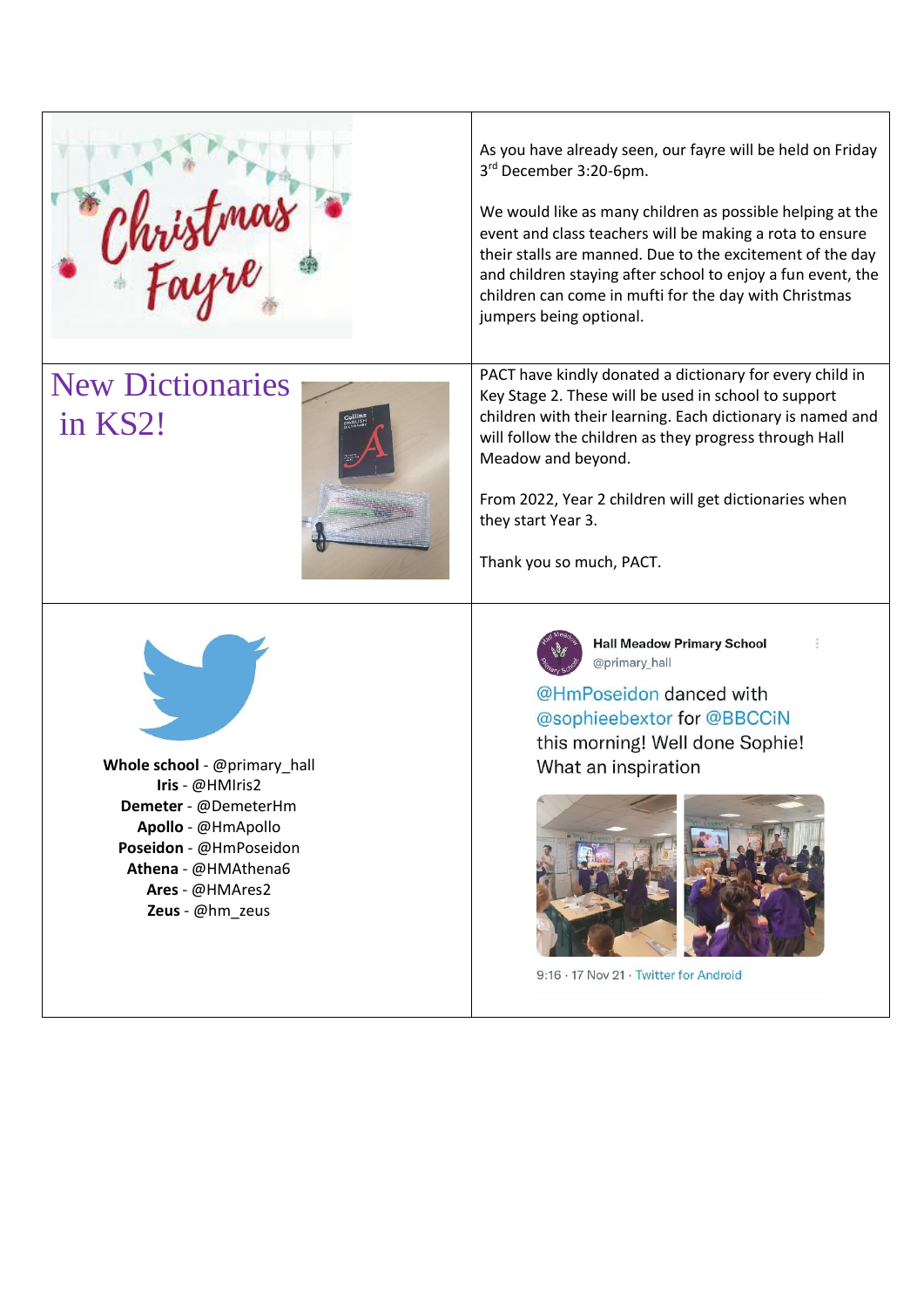Christmas Fayre

As you have already seen, our fayre will be held on Friday 3rd December 3:20-6pm.

We would like as many children as possible helping at the event and class teachers will be making a rota to ensure their stalls are manned. Due to the excitement of the day and children staying after school to enjoy a fun event, the children can come in mufti for the day with Christmas jumpers being optional.

## New Dictionaries in KS2!

PACT have kindly donated a dictionary for every child in Key Stage 2. These will be used in school to support children with their learning. Each dictionary is named and will follow the children as they progress through Hall Meadow and beyond.

From 2022, Year 2 children will get dictionaries when they start Year 3.

Thank you so much, PACT.

**Whole school** - @primary_hall
**Iris** - @HMIris2
**Demeter** - @DemeterHm
**Apollo** - @HmApollo
**Poseidon** - @HmPoseidon
**Athena** - @HMAthena6
**Ares** - @HMAres2
**Zeus** - @hm_zeus

Hall Meadow Primary School
@primary_hall

@HmPoseidon danced with @sophieebextor for @BBCCiN this morning! Well done Sophie! What an inspiration

9:16 · 17 Nov 21 · Twitter for Android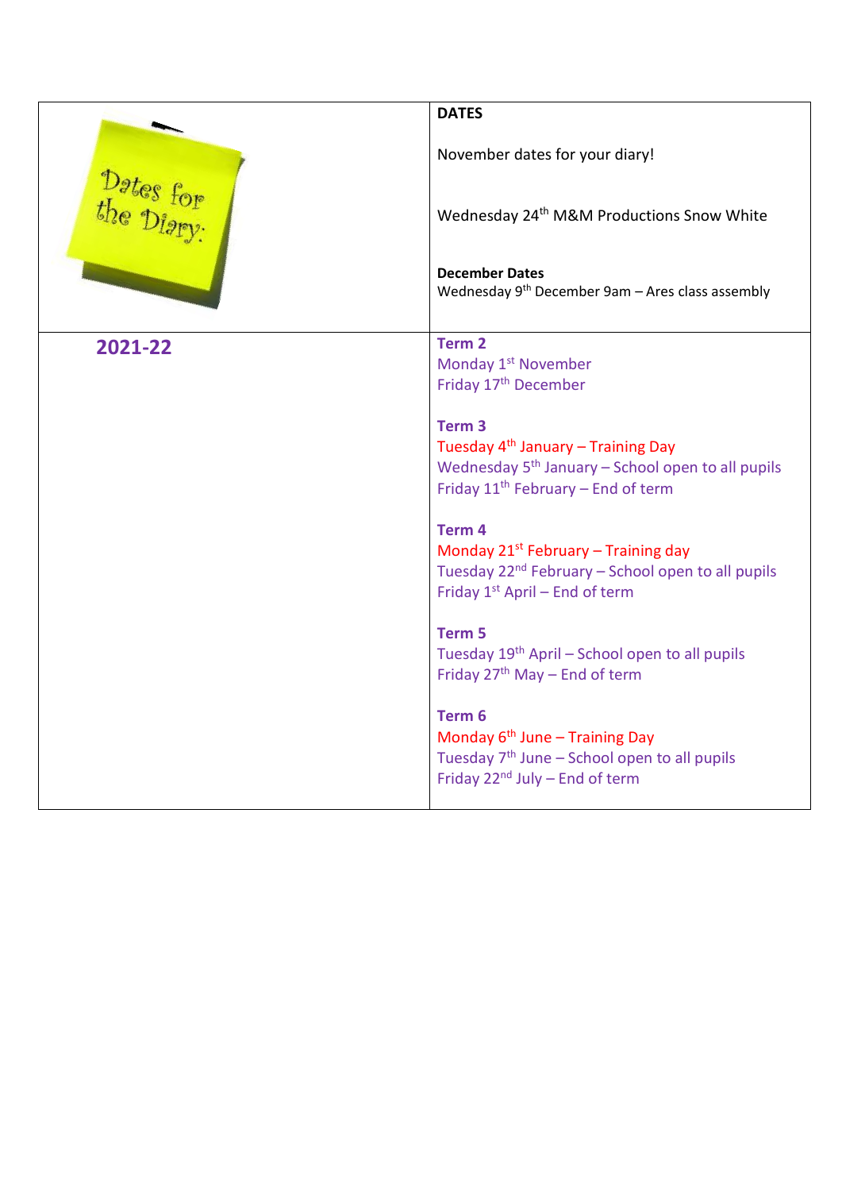| | |
|---|---|
| Dates for the Diary: | **DATES**<br><br>November dates for your diary!<br><br>Wednesday 24th M&M Productions Snow White<br><br>**December Dates**<br>Wednesday 9th December 9am – Ares class assembly |
| **2021-22** | **Term 2**<br>Monday 1st November<br>Friday 17th December<br><br>**Term 3**<br>Tuesday 4th January – Training Day<br>Wednesday 5th January – School open to all pupils<br>Friday 11th February – End of term<br><br>**Term 4**<br>Monday 21st February – Training day<br>Tuesday 22nd February – School open to all pupils<br>Friday 1st April – End of term<br><br>**Term 5**<br>Tuesday 19th April – School open to all pupils<br>Friday 27th May – End of term<br><br>**Term 6**<br>Monday 6th June – Training Day<br>Tuesday 7th June – School open to all pupils<br>Friday 22nd July – End of term |